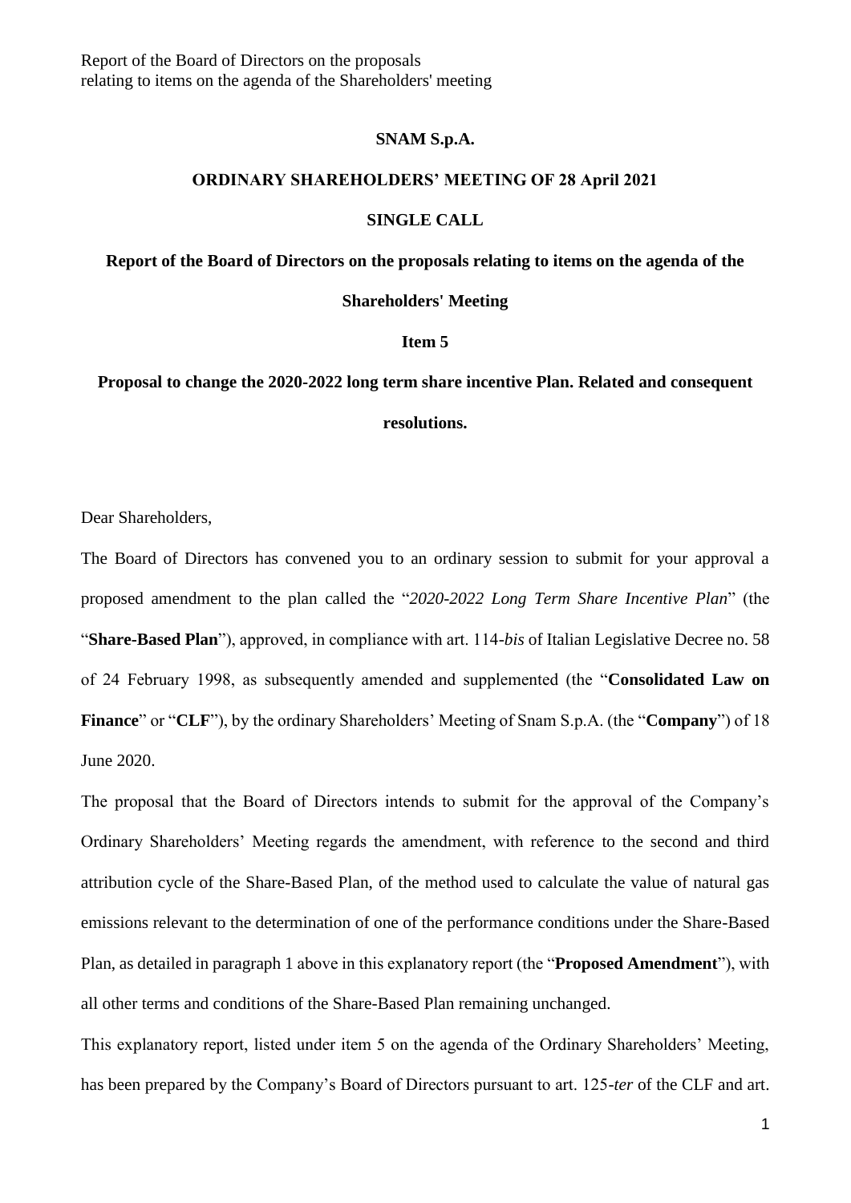**SNAM S.p.A.**

**ORDINARY SHAREHOLDERS' MEETING OF 28 April 2021**

**SINGLE CALL**

**Report of the Board of Directors on the proposals relating to items on the agenda of the Shareholders' Meeting**

**Item 5**

**Proposal to change the 2020-2022 long term share incentive Plan. Related and consequent resolutions.**

Dear Shareholders,

The Board of Directors has convened you to an ordinary session to submit for your approval a proposed amendment to the plan called the "*2020-2022 Long Term Share Incentive Plan*" (the "**Share-Based Plan**"), approved, in compliance with art. 114-*bis* of Italian Legislative Decree no. 58 of 24 February 1998, as subsequently amended and supplemented (the "**Consolidated Law on Finance**" or "**CLF**"), by the ordinary Shareholders' Meeting of Snam S.p.A. (the "**Company**") of 18 June 2020.

The proposal that the Board of Directors intends to submit for the approval of the Company's Ordinary Shareholders' Meeting regards the amendment, with reference to the second and third attribution cycle of the Share-Based Plan, of the method used to calculate the value of natural gas emissions relevant to the determination of one of the performance conditions under the Share-Based Plan, as detailed in paragraph 1 above in this explanatory report (the "**Proposed Amendment**"), with all other terms and conditions of the Share-Based Plan remaining unchanged.

This explanatory report, listed under item 5 on the agenda of the Ordinary Shareholders' Meeting, has been prepared by the Company's Board of Directors pursuant to art. 125-*ter* of the CLF and art.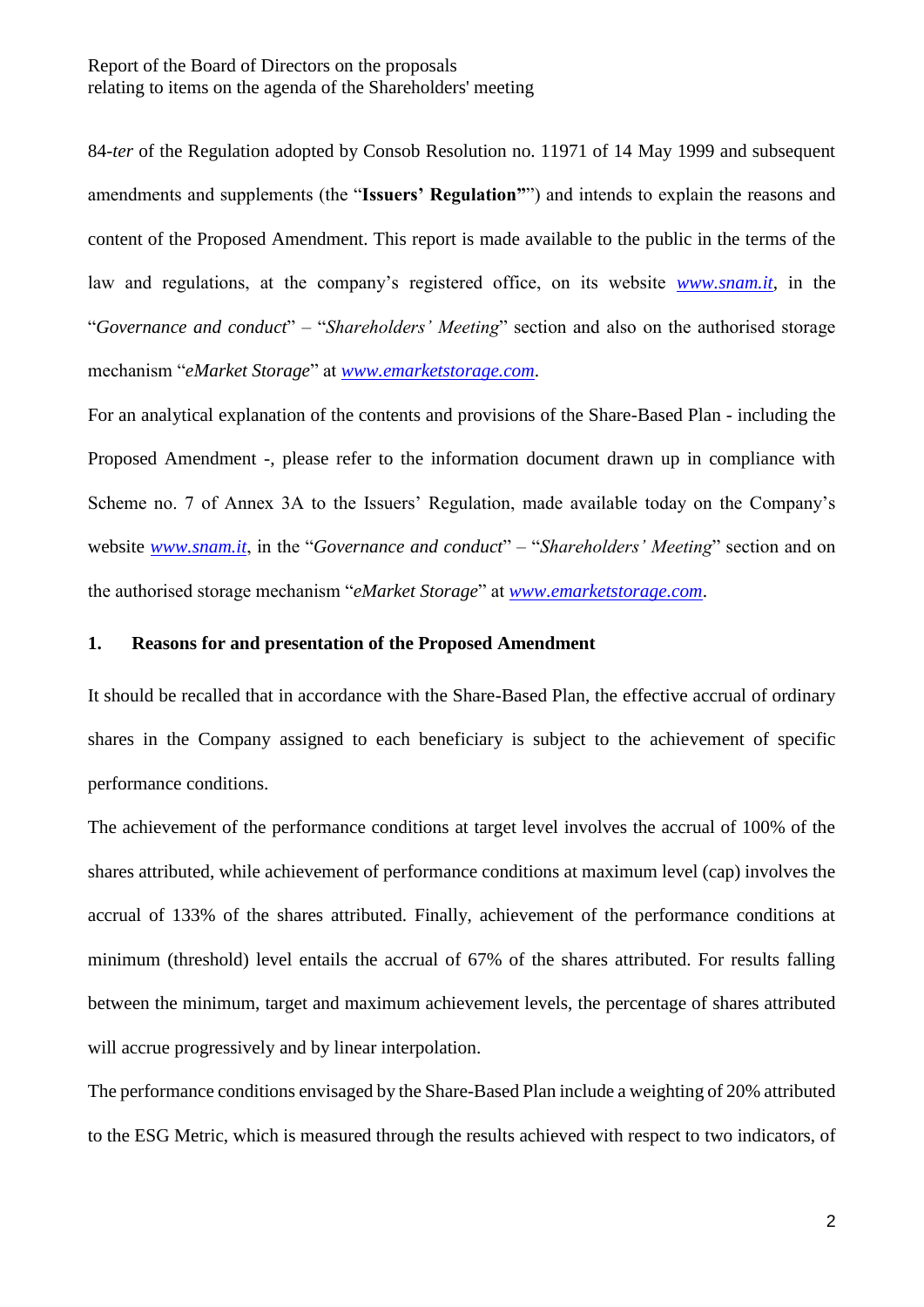84-*ter* of the Regulation adopted by Consob Resolution no. 11971 of 14 May 1999 and subsequent amendments and supplements (the "**Issuers' Regulation**"") and intends to explain the reasons and content of the Proposed Amendment. This report is made available to the public in the terms of the law and regulations, at the company's registered office, on its website *www.snam.it*, in the "*Governance and conduct*" – "*Shareholders' Meeting*" section and also on the authorised storage mechanism "*eMarket Storage*" at *www.emarketstorage.com*.

For an analytical explanation of the contents and provisions of the Share-Based Plan - including the Proposed Amendment -, please refer to the information document drawn up in compliance with Scheme no. 7 of Annex 3A to the Issuers' Regulation, made available today on the Company's website *www.snam.it*, in the "*Governance and conduct*" – "*Shareholders' Meeting*" section and on the authorised storage mechanism "*eMarket Storage*" at *www.emarketstorage.com*.

## 1. Reasons for and presentation of the Proposed Amendment

It should be recalled that in accordance with the Share-Based Plan, the effective accrual of ordinary shares in the Company assigned to each beneficiary is subject to the achievement of specific performance conditions.

The achievement of the performance conditions at target level involves the accrual of 100% of the shares attributed, while achievement of performance conditions at maximum level (cap) involves the accrual of 133% of the shares attributed. Finally, achievement of the performance conditions at minimum (threshold) level entails the accrual of 67% of the shares attributed. For results falling between the minimum, target and maximum achievement levels, the percentage of shares attributed will accrue progressively and by linear interpolation.

The performance conditions envisaged by the Share-Based Plan include a weighting of 20% attributed to the ESG Metric, which is measured through the results achieved with respect to two indicators, of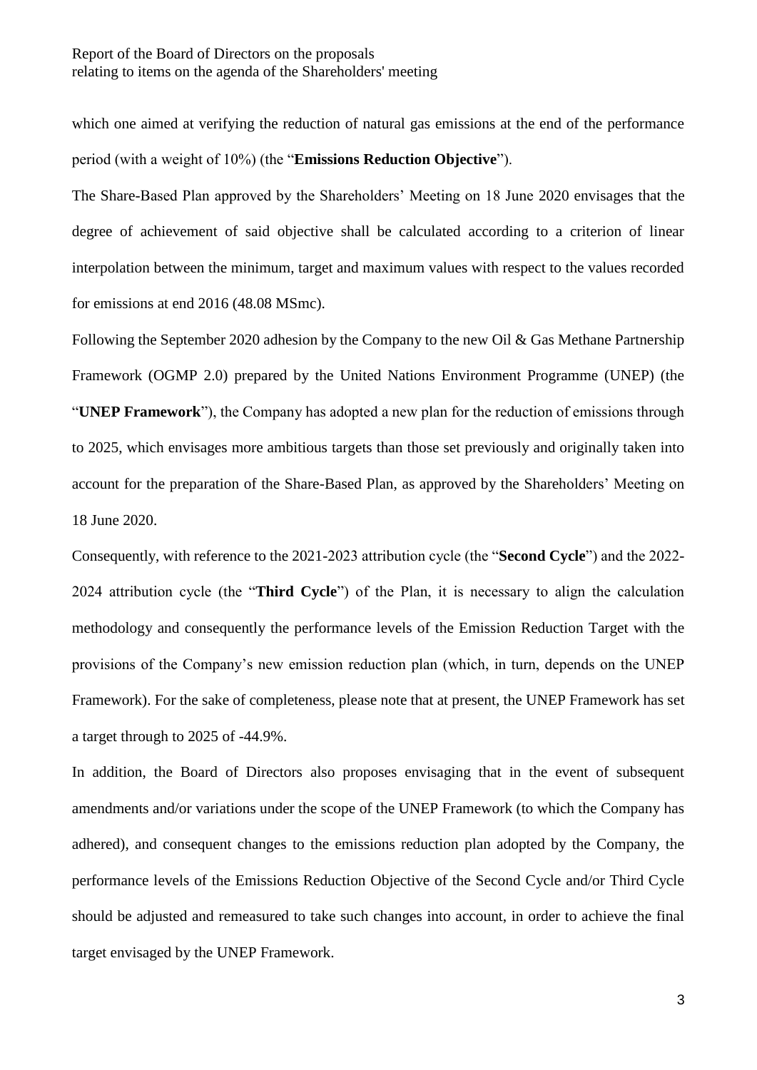which one aimed at verifying the reduction of natural gas emissions at the end of the performance period (with a weight of 10%) (the "**Emissions Reduction Objective**").

The Share-Based Plan approved by the Shareholders' Meeting on 18 June 2020 envisages that the degree of achievement of said objective shall be calculated according to a criterion of linear interpolation between the minimum, target and maximum values with respect to the values recorded for emissions at end 2016 (48.08 MSmc).

Following the September 2020 adhesion by the Company to the new Oil & Gas Methane Partnership Framework (OGMP 2.0) prepared by the United Nations Environment Programme (UNEP) (the "**UNEP Framework**"), the Company has adopted a new plan for the reduction of emissions through to 2025, which envisages more ambitious targets than those set previously and originally taken into account for the preparation of the Share-Based Plan, as approved by the Shareholders' Meeting on 18 June 2020.

Consequently, with reference to the 2021-2023 attribution cycle (the "**Second Cycle**") and the 2022-2024 attribution cycle (the "**Third Cycle**") of the Plan, it is necessary to align the calculation methodology and consequently the performance levels of the Emission Reduction Target with the provisions of the Company's new emission reduction plan (which, in turn, depends on the UNEP Framework). For the sake of completeness, please note that at present, the UNEP Framework has set a target through to 2025 of -44.9%.

In addition, the Board of Directors also proposes envisaging that in the event of subsequent amendments and/or variations under the scope of the UNEP Framework (to which the Company has adhered), and consequent changes to the emissions reduction plan adopted by the Company, the performance levels of the Emissions Reduction Objective of the Second Cycle and/or Third Cycle should be adjusted and remeasured to take such changes into account, in order to achieve the final target envisaged by the UNEP Framework.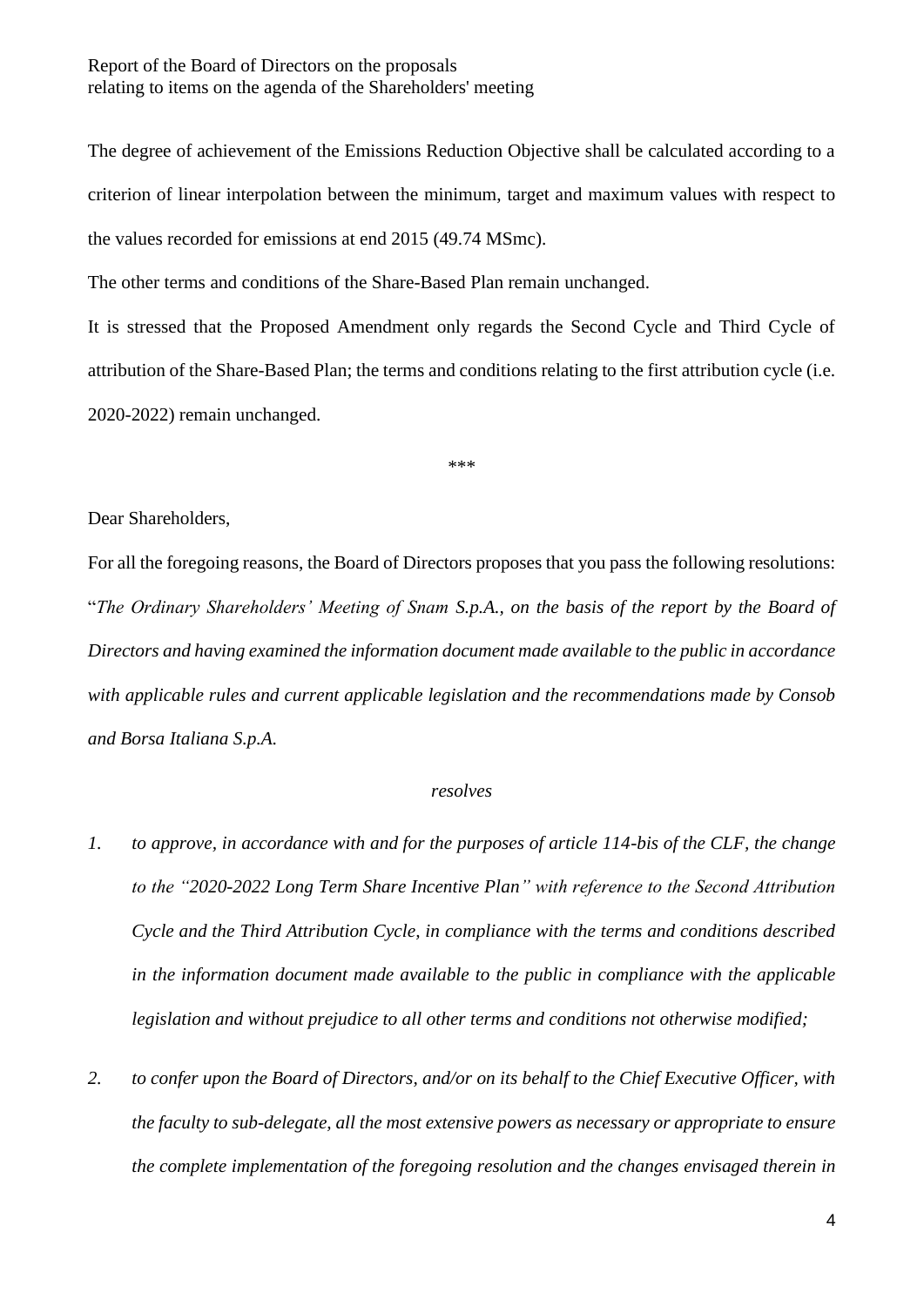The degree of achievement of the Emissions Reduction Objective shall be calculated according to a criterion of linear interpolation between the minimum, target and maximum values with respect to the values recorded for emissions at end 2015 (49.74 MSmc).

The other terms and conditions of the Share-Based Plan remain unchanged.

It is stressed that the Proposed Amendment only regards the Second Cycle and Third Cycle of attribution of the Share-Based Plan; the terms and conditions relating to the first attribution cycle (i.e. 2020-2022) remain unchanged.

\*\*\*

Dear Shareholders,

For all the foregoing reasons, the Board of Directors proposes that you pass the following resolutions: "*The Ordinary Shareholders' Meeting of Snam S.p.A., on the basis of the report by the Board of Directors and having examined the information document made available to the public in accordance with applicable rules and current applicable legislation and the recommendations made by Consob and Borsa Italiana S.p.A.*

*resolves*

1. *to approve, in accordance with and for the purposes of article 114-bis of the CLF, the change to the "2020-2022 Long Term Share Incentive Plan" with reference to the Second Attribution Cycle and the Third Attribution Cycle, in compliance with the terms and conditions described in the information document made available to the public in compliance with the applicable legislation and without prejudice to all other terms and conditions not otherwise modified;*

2. *to confer upon the Board of Directors, and/or on its behalf to the Chief Executive Officer, with the faculty to sub-delegate, all the most extensive powers as necessary or appropriate to ensure the complete implementation of the foregoing resolution and the changes envisaged therein in*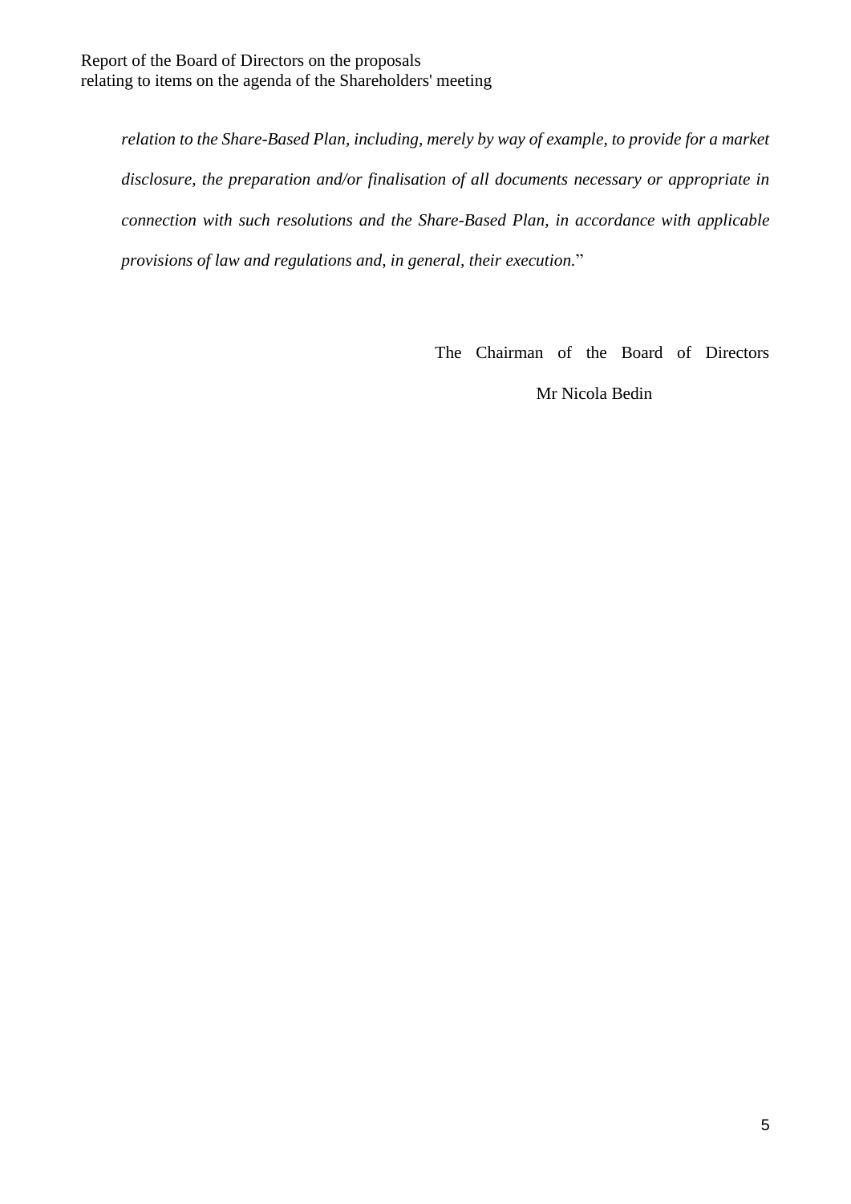*relation to the Share-Based Plan, including, merely by way of example, to provide for a market disclosure, the preparation and/or finalisation of all documents necessary or appropriate in connection with such resolutions and the Share-Based Plan, in accordance with applicable provisions of law and regulations and, in general, their execution.*"

The Chairman of the Board of Directors

Mr Nicola Bedin